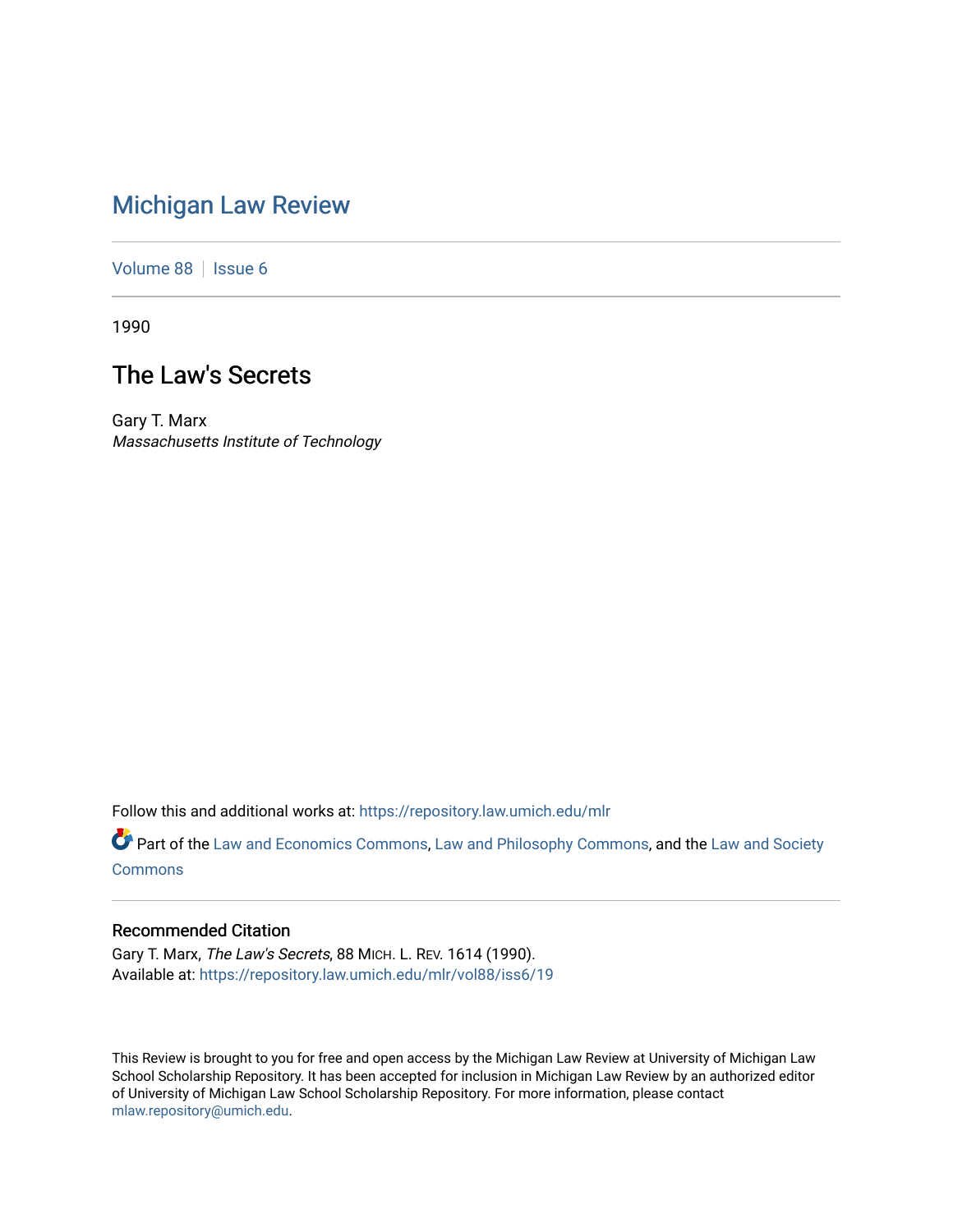# Michigan Law Review

Volume 88 | Issue 6

1990

## The Law's Secrets

Gary T. Marx
*Massachusetts Institute of Technology*

Follow this and additional works at: https://repository.law.umich.edu/mlr

Part of the Law and Economics Commons, Law and Philosophy Commons, and the Law and Society Commons

### Recommended Citation

Gary T. Marx, *The Law's Secrets*, 88 MICH. L. REV. 1614 (1990).
Available at: https://repository.law.umich.edu/mlr/vol88/iss6/19

This Review is brought to you for free and open access by the Michigan Law Review at University of Michigan Law School Scholarship Repository. It has been accepted for inclusion in Michigan Law Review by an authorized editor of University of Michigan Law School Scholarship Repository. For more information, please contact mlaw.repository@umich.edu.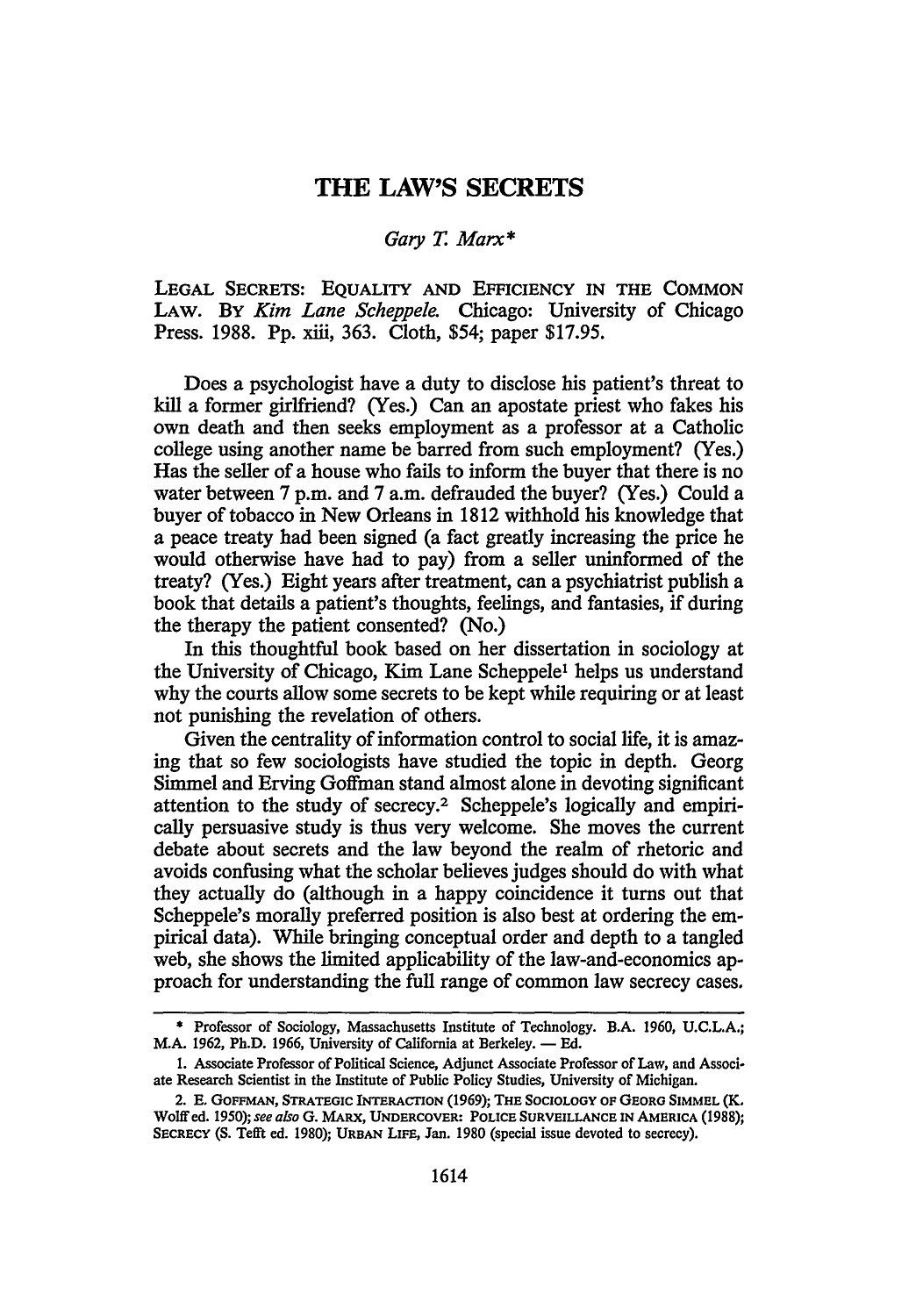# THE LAW'S SECRETS

*Gary T. Marx\**

LEGAL SECRETS: EQUALITY AND EFFICIENCY IN THE COMMON LAW. BY *Kim Lane Scheppele.* Chicago: University of Chicago Press. 1988. Pp. xiii, 363. Cloth, $54; paper $17.95.

Does a psychologist have a duty to disclose his patient's threat to kill a former girlfriend? (Yes.) Can an apostate priest who fakes his own death and then seeks employment as a professor at a Catholic college using another name be barred from such employment? (Yes.) Has the seller of a house who fails to inform the buyer that there is no water between 7 p.m. and 7 a.m. defrauded the buyer? (Yes.) Could a buyer of tobacco in New Orleans in 1812 withhold his knowledge that a peace treaty had been signed (a fact greatly increasing the price he would otherwise have had to pay) from a seller uninformed of the treaty? (Yes.) Eight years after treatment, can a psychiatrist publish a book that details a patient's thoughts, feelings, and fantasies, if during the therapy the patient consented? (No.)

In this thoughtful book based on her dissertation in sociology at the University of Chicago, Kim Lane Scheppele[1] helps us understand why the courts allow some secrets to be kept while requiring or at least not punishing the revelation of others.

Given the centrality of information control to social life, it is amazing that so few sociologists have studied the topic in depth. Georg Simmel and Erving Goffman stand almost alone in devoting significant attention to the study of secrecy.[2] Scheppele's logically and empirically persuasive study is thus very welcome. She moves the current debate about secrets and the law beyond the realm of rhetoric and avoids confusing what the scholar believes judges should do with what they actually do (although in a happy coincidence it turns out that Scheppele's morally preferred position is also best at ordering the empirical data). While bringing conceptual order and depth to a tangled web, she shows the limited applicability of the law-and-economics approach for understanding the full range of common law secrecy cases.

---

\* Professor of Sociology, Massachusetts Institute of Technology. B.A. 1960, U.C.L.A.; M.A. 1962, Ph.D. 1966, University of California at Berkeley. — Ed.

1. Associate Professor of Political Science, Adjunct Associate Professor of Law, and Associate Research Scientist in the Institute of Public Policy Studies, University of Michigan.

2. E. GOFFMAN, STRATEGIC INTERACTION (1969); THE SOCIOLOGY OF GEORG SIMMEL (K. Wolff ed. 1950); *see also* G. MARX, UNDERCOVER: POLICE SURVEILLANCE IN AMERICA (1988); SECRECY (S. Tefft ed. 1980); URBAN LIFE, Jan. 1980 (special issue devoted to secrecy).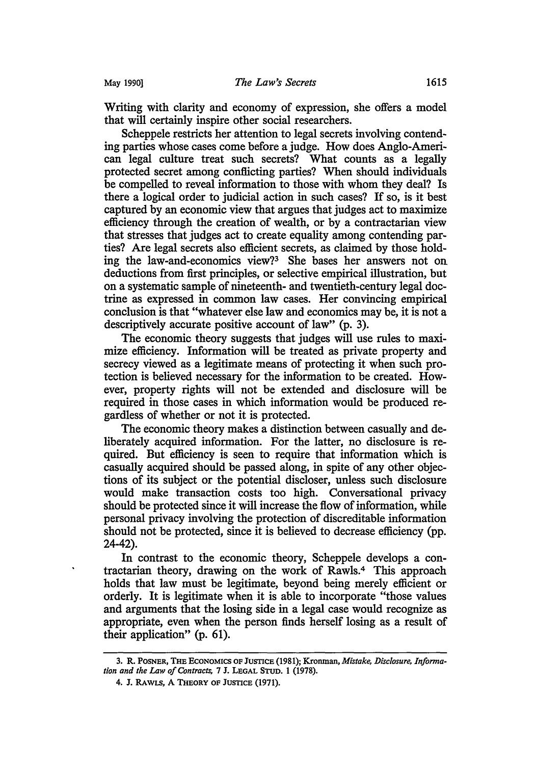Writing with clarity and economy of expression, she offers a model that will certainly inspire other social researchers.

Scheppele restricts her attention to legal secrets involving contending parties whose cases come before a judge. How does Anglo-American legal culture treat such secrets? What counts as a legally protected secret among conflicting parties? When should individuals be compelled to reveal information to those with whom they deal? Is there a logical order to judicial action in such cases? If so, is it best captured by an economic view that argues that judges act to maximize efficiency through the creation of wealth, or by a contractarian view that stresses that judges act to create equality among contending parties? Are legal secrets also efficient secrets, as claimed by those holding the law-and-economics view?[3] She bases her answers not on deductions from first principles, or selective empirical illustration, but on a systematic sample of nineteenth- and twentieth-century legal doctrine as expressed in common law cases. Her convincing empirical conclusion is that "whatever else law and economics may be, it is not a descriptively accurate positive account of law" (p. 3).

The economic theory suggests that judges will use rules to maximize efficiency. Information will be treated as private property and secrecy viewed as a legitimate means of protecting it when such protection is believed necessary for the information to be created. However, property rights will not be extended and disclosure will be required in those cases in which information would be produced regardless of whether or not it is protected.

The economic theory makes a distinction between casually and deliberately acquired information. For the latter, no disclosure is required. But efficiency is seen to require that information which is casually acquired should be passed along, in spite of any other objections of its subject or the potential discloser, unless such disclosure would make transaction costs too high. Conversational privacy should be protected since it will increase the flow of information, while personal privacy involving the protection of discreditable information should not be protected, since it is believed to decrease efficiency (pp. 24-42).

In contrast to the economic theory, Scheppele develops a contractarian theory, drawing on the work of Rawls.[4] This approach holds that law must be legitimate, beyond being merely efficient or orderly. It is legitimate when it is able to incorporate "those values and arguments that the losing side in a legal case would recognize as appropriate, even when the person finds herself losing as a result of their application" (p. 61).

---

3. R. Posner, The Economics of Justice (1981); Kronman, *Mistake, Disclosure, Information and the Law of Contracts*, 7 J. Legal Stud. 1 (1978).

4. J. Rawls, A Theory of Justice (1971).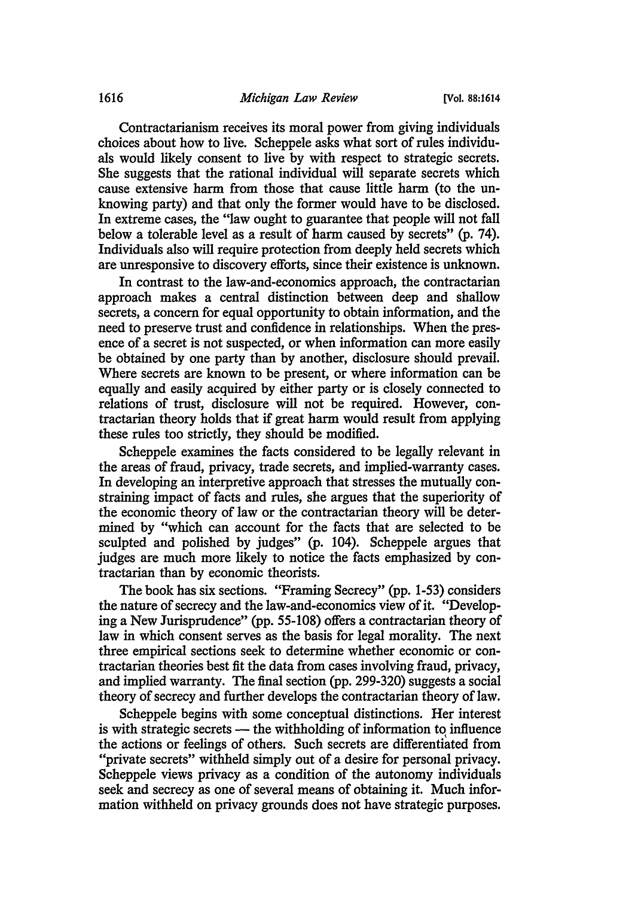Contractarianism receives its moral power from giving individuals choices about how to live. Scheppele asks what sort of rules individuals would likely consent to live by with respect to strategic secrets. She suggests that the rational individual will separate secrets which cause extensive harm from those that cause little harm (to the unknowing party) and that only the former would have to be disclosed. In extreme cases, the "law ought to guarantee that people will not fall below a tolerable level as a result of harm caused by secrets" (p. 74). Individuals also will require protection from deeply held secrets which are unresponsive to discovery efforts, since their existence is unknown.

In contrast to the law-and-economics approach, the contractarian approach makes a central distinction between deep and shallow secrets, a concern for equal opportunity to obtain information, and the need to preserve trust and confidence in relationships. When the presence of a secret is not suspected, or when information can more easily be obtained by one party than by another, disclosure should prevail. Where secrets are known to be present, or where information can be equally and easily acquired by either party or is closely connected to relations of trust, disclosure will not be required. However, contractarian theory holds that if great harm would result from applying these rules too strictly, they should be modified.

Scheppele examines the facts considered to be legally relevant in the areas of fraud, privacy, trade secrets, and implied-warranty cases. In developing an interpretive approach that stresses the mutually constraining impact of facts and rules, she argues that the superiority of the economic theory of law or the contractarian theory will be determined by "which can account for the facts that are selected to be sculpted and polished by judges" (p. 104). Scheppele argues that judges are much more likely to notice the facts emphasized by contractarian than by economic theorists.

The book has six sections. "Framing Secrecy" (pp. 1-53) considers the nature of secrecy and the law-and-economics view of it. "Developing a New Jurisprudence" (pp. 55-108) offers a contractarian theory of law in which consent serves as the basis for legal morality. The next three empirical sections seek to determine whether economic or contractarian theories best fit the data from cases involving fraud, privacy, and implied warranty. The final section (pp. 299-320) suggests a social theory of secrecy and further develops the contractarian theory of law.

Scheppele begins with some conceptual distinctions. Her interest is with strategic secrets — the withholding of information to influence the actions or feelings of others. Such secrets are differentiated from "private secrets" withheld simply out of a desire for personal privacy. Scheppele views privacy as a condition of the autonomy individuals seek and secrecy as one of several means of obtaining it. Much information withheld on privacy grounds does not have strategic purposes.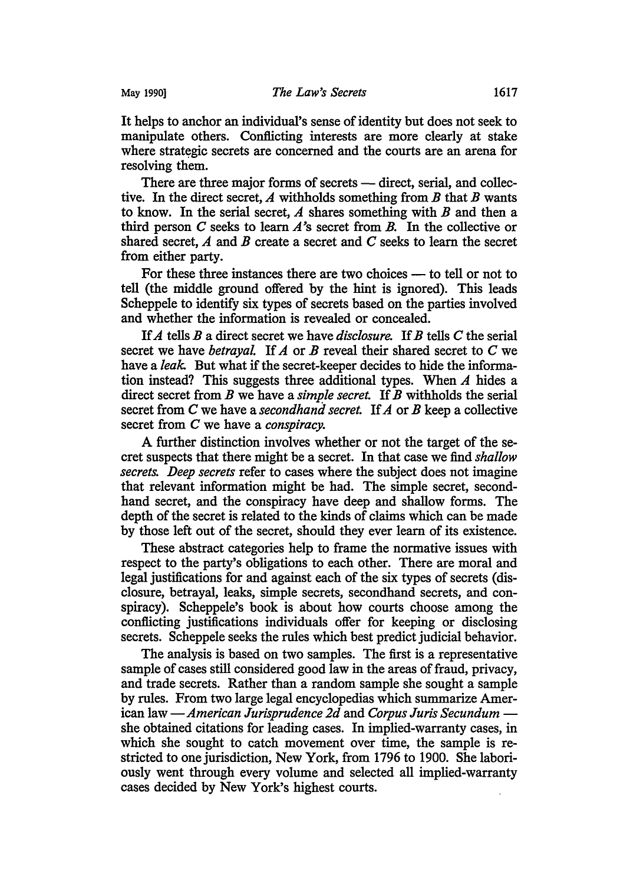It helps to anchor an individual's sense of identity but does not seek to manipulate others. Conflicting interests are more clearly at stake where strategic secrets are concerned and the courts are an arena for resolving them.

There are three major forms of secrets — direct, serial, and collective. In the direct secret, *A* withholds something from *B* that *B* wants to know. In the serial secret, *A* shares something with *B* and then a third person *C* seeks to learn *A*'s secret from *B*. In the collective or shared secret, *A* and *B* create a secret and *C* seeks to learn the secret from either party.

For these three instances there are two choices — to tell or not to tell (the middle ground offered by the hint is ignored). This leads Scheppele to identify six types of secrets based on the parties involved and whether the information is revealed or concealed.

If *A* tells *B* a direct secret we have *disclosure*. If *B* tells *C* the serial secret we have *betrayal*. If *A* or *B* reveal their shared secret to *C* we have a *leak*. But what if the secret-keeper decides to hide the information instead? This suggests three additional types. When *A* hides a direct secret from *B* we have a *simple secret*. If *B* withholds the serial secret from *C* we have a *secondhand secret*. If *A* or *B* keep a collective secret from *C* we have a *conspiracy*.

A further distinction involves whether or not the target of the secret suspects that there might be a secret. In that case we find *shallow secrets*. *Deep secrets* refer to cases where the subject does not imagine that relevant information might be had. The simple secret, secondhand secret, and the conspiracy have deep and shallow forms. The depth of the secret is related to the kinds of claims which can be made by those left out of the secret, should they ever learn of its existence.

These abstract categories help to frame the normative issues with respect to the party's obligations to each other. There are moral and legal justifications for and against each of the six types of secrets (disclosure, betrayal, leaks, simple secrets, secondhand secrets, and conspiracy). Scheppele's book is about how courts choose among the conflicting justifications individuals offer for keeping or disclosing secrets. Scheppele seeks the rules which best predict judicial behavior.

The analysis is based on two samples. The first is a representative sample of cases still considered good law in the areas of fraud, privacy, and trade secrets. Rather than a random sample she sought a sample by rules. From two large legal encyclopedias which summarize American law — *American Jurisprudence 2d* and *Corpus Juris Secundum* — she obtained citations for leading cases. In implied-warranty cases, in which she sought to catch movement over time, the sample is restricted to one jurisdiction, New York, from 1796 to 1900. She laboriously went through every volume and selected all implied-warranty cases decided by New York's highest courts.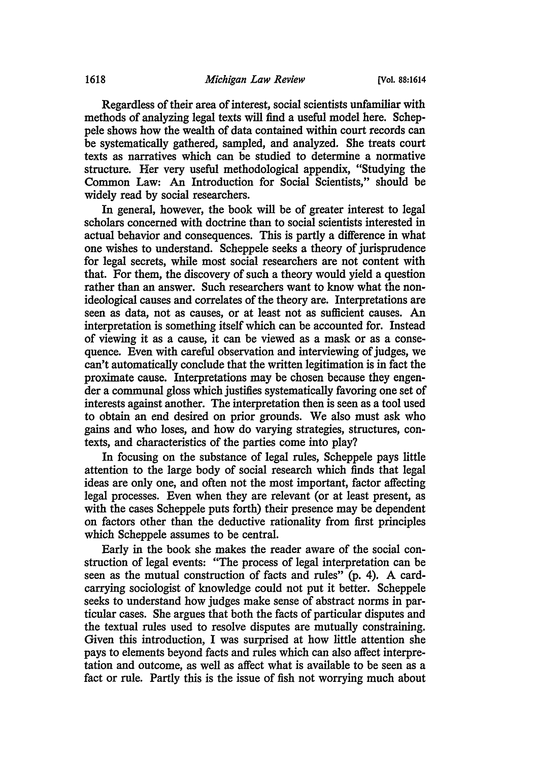Regardless of their area of interest, social scientists unfamiliar with methods of analyzing legal texts will find a useful model here. Scheppele shows how the wealth of data contained within court records can be systematically gathered, sampled, and analyzed. She treats court texts as narratives which can be studied to determine a normative structure. Her very useful methodological appendix, "Studying the Common Law: An Introduction for Social Scientists," should be widely read by social researchers.

In general, however, the book will be of greater interest to legal scholars concerned with doctrine than to social scientists interested in actual behavior and consequences. This is partly a difference in what one wishes to understand. Scheppele seeks a theory of jurisprudence for legal secrets, while most social researchers are not content with that. For them, the discovery of such a theory would yield a question rather than an answer. Such researchers want to know what the non-ideological causes and correlates of the theory are. Interpretations are seen as data, not as causes, or at least not as sufficient causes. An interpretation is something itself which can be accounted for. Instead of viewing it as a cause, it can be viewed as a mask or as a consequence. Even with careful observation and interviewing of judges, we can't automatically conclude that the written legitimation is in fact the proximate cause. Interpretations may be chosen because they engender a communal gloss which justifies systematically favoring one set of interests against another. The interpretation then is seen as a tool used to obtain an end desired on prior grounds. We also must ask who gains and who loses, and how do varying strategies, structures, contexts, and characteristics of the parties come into play?

In focusing on the substance of legal rules, Scheppele pays little attention to the large body of social research which finds that legal ideas are only one, and often not the most important, factor affecting legal processes. Even when they are relevant (or at least present, as with the cases Scheppele puts forth) their presence may be dependent on factors other than the deductive rationality from first principles which Scheppele assumes to be central.

Early in the book she makes the reader aware of the social construction of legal events: "The process of legal interpretation can be seen as the mutual construction of facts and rules" (p. 4). A card-carrying sociologist of knowledge could not put it better. Scheppele seeks to understand how judges make sense of abstract norms in particular cases. She argues that both the facts of particular disputes and the textual rules used to resolve disputes are mutually constraining. Given this introduction, I was surprised at how little attention she pays to elements beyond facts and rules which can also affect interpretation and outcome, as well as affect what is available to be seen as a fact or rule. Partly this is the issue of fish not worrying much about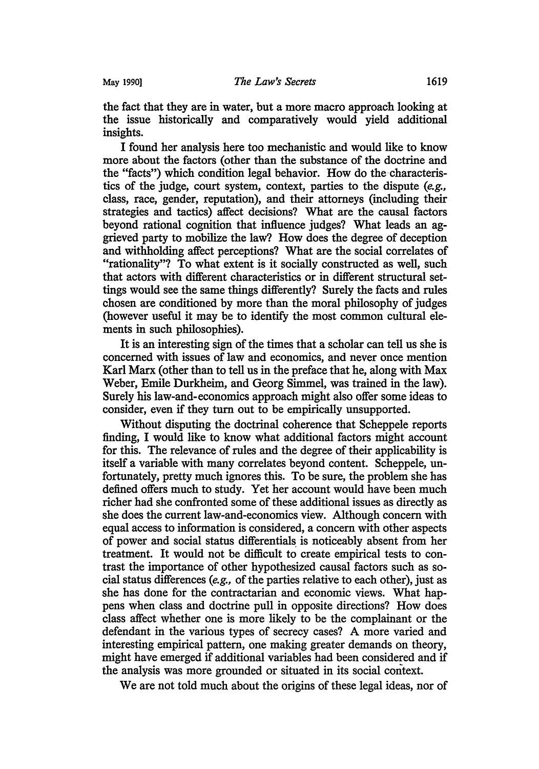the fact that they are in water, but a more macro approach looking at the issue historically and comparatively would yield additional insights.

I found her analysis here too mechanistic and would like to know more about the factors (other than the substance of the doctrine and the "facts") which condition legal behavior. How do the characteristics of the judge, court system, context, parties to the dispute (*e.g.,* class, race, gender, reputation), and their attorneys (including their strategies and tactics) affect decisions? What are the causal factors beyond rational cognition that influence judges? What leads an aggrieved party to mobilize the law? How does the degree of deception and withholding affect perceptions? What are the social correlates of "rationality"? To what extent is it socially constructed as well, such that actors with different characteristics or in different structural settings would see the same things differently? Surely the facts and rules chosen are conditioned by more than the moral philosophy of judges (however useful it may be to identify the most common cultural elements in such philosophies).

It is an interesting sign of the times that a scholar can tell us she is concerned with issues of law and economics, and never once mention Karl Marx (other than to tell us in the preface that he, along with Max Weber, Emile Durkheim, and Georg Simmel, was trained in the law). Surely his law-and-economics approach might also offer some ideas to consider, even if they turn out to be empirically unsupported.

Without disputing the doctrinal coherence that Scheppele reports finding, I would like to know what additional factors might account for this. The relevance of rules and the degree of their applicability is itself a variable with many correlates beyond content. Scheppele, unfortunately, pretty much ignores this. To be sure, the problem she has defined offers much to study. Yet her account would have been much richer had she confronted some of these additional issues as directly as she does the current law-and-economics view. Although concern with equal access to information is considered, a concern with other aspects of power and social status differentials is noticeably absent from her treatment. It would not be difficult to create empirical tests to contrast the importance of other hypothesized causal factors such as social status differences (*e.g.,* of the parties relative to each other), just as she has done for the contractarian and economic views. What happens when class and doctrine pull in opposite directions? How does class affect whether one is more likely to be the complainant or the defendant in the various types of secrecy cases? A more varied and interesting empirical pattern, one making greater demands on theory, might have emerged if additional variables had been considered and if the analysis was more grounded or situated in its social context.

We are not told much about the origins of these legal ideas, nor of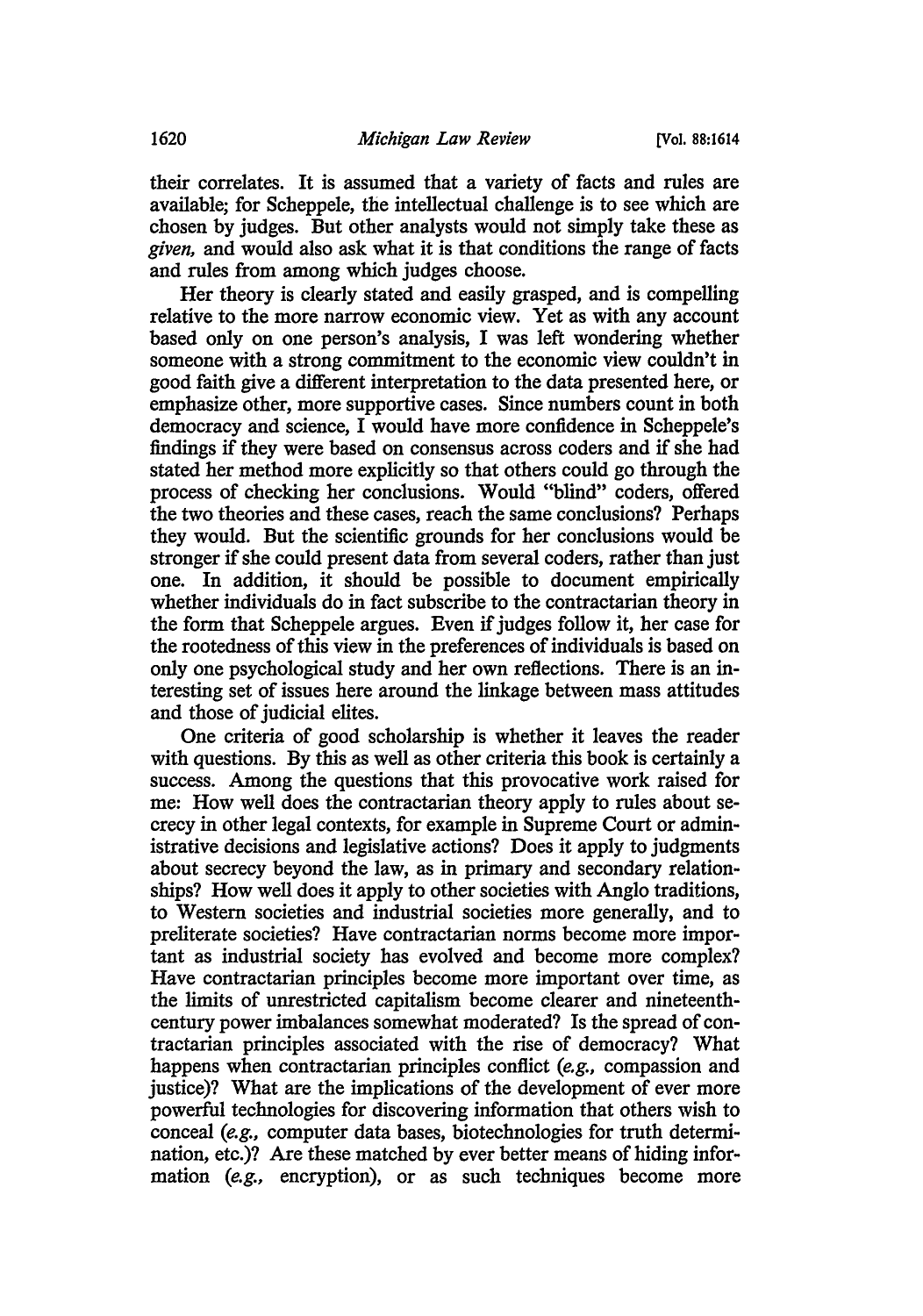their correlates. It is assumed that a variety of facts and rules are available; for Scheppele, the intellectual challenge is to see which are chosen by judges. But other analysts would not simply take these as *given,* and would also ask what it is that conditions the range of facts and rules from among which judges choose.

Her theory is clearly stated and easily grasped, and is compelling relative to the more narrow economic view. Yet as with any account based only on one person's analysis, I was left wondering whether someone with a strong commitment to the economic view couldn't in good faith give a different interpretation to the data presented here, or emphasize other, more supportive cases. Since numbers count in both democracy and science, I would have more confidence in Scheppele's findings if they were based on consensus across coders and if she had stated her method more explicitly so that others could go through the process of checking her conclusions. Would "blind" coders, offered the two theories and these cases, reach the same conclusions? Perhaps they would. But the scientific grounds for her conclusions would be stronger if she could present data from several coders, rather than just one. In addition, it should be possible to document empirically whether individuals do in fact subscribe to the contractarian theory in the form that Scheppele argues. Even if judges follow it, her case for the rootedness of this view in the preferences of individuals is based on only one psychological study and her own reflections. There is an interesting set of issues here around the linkage between mass attitudes and those of judicial elites.

One criteria of good scholarship is whether it leaves the reader with questions. By this as well as other criteria this book is certainly a success. Among the questions that this provocative work raised for me: How well does the contractarian theory apply to rules about secrecy in other legal contexts, for example in Supreme Court or administrative decisions and legislative actions? Does it apply to judgments about secrecy beyond the law, as in primary and secondary relationships? How well does it apply to other societies with Anglo traditions, to Western societies and industrial societies more generally, and to preliterate societies? Have contractarian norms become more important as industrial society has evolved and become more complex? Have contractarian principles become more important over time, as the limits of unrestricted capitalism become clearer and nineteenth-century power imbalances somewhat moderated? Is the spread of contractarian principles associated with the rise of democracy? What happens when contractarian principles conflict (*e.g.,* compassion and justice)? What are the implications of the development of ever more powerful technologies for discovering information that others wish to conceal (*e.g.,* computer data bases, biotechnologies for truth determination, etc.)? Are these matched by ever better means of hiding information (*e.g.,* encryption), or as such techniques become more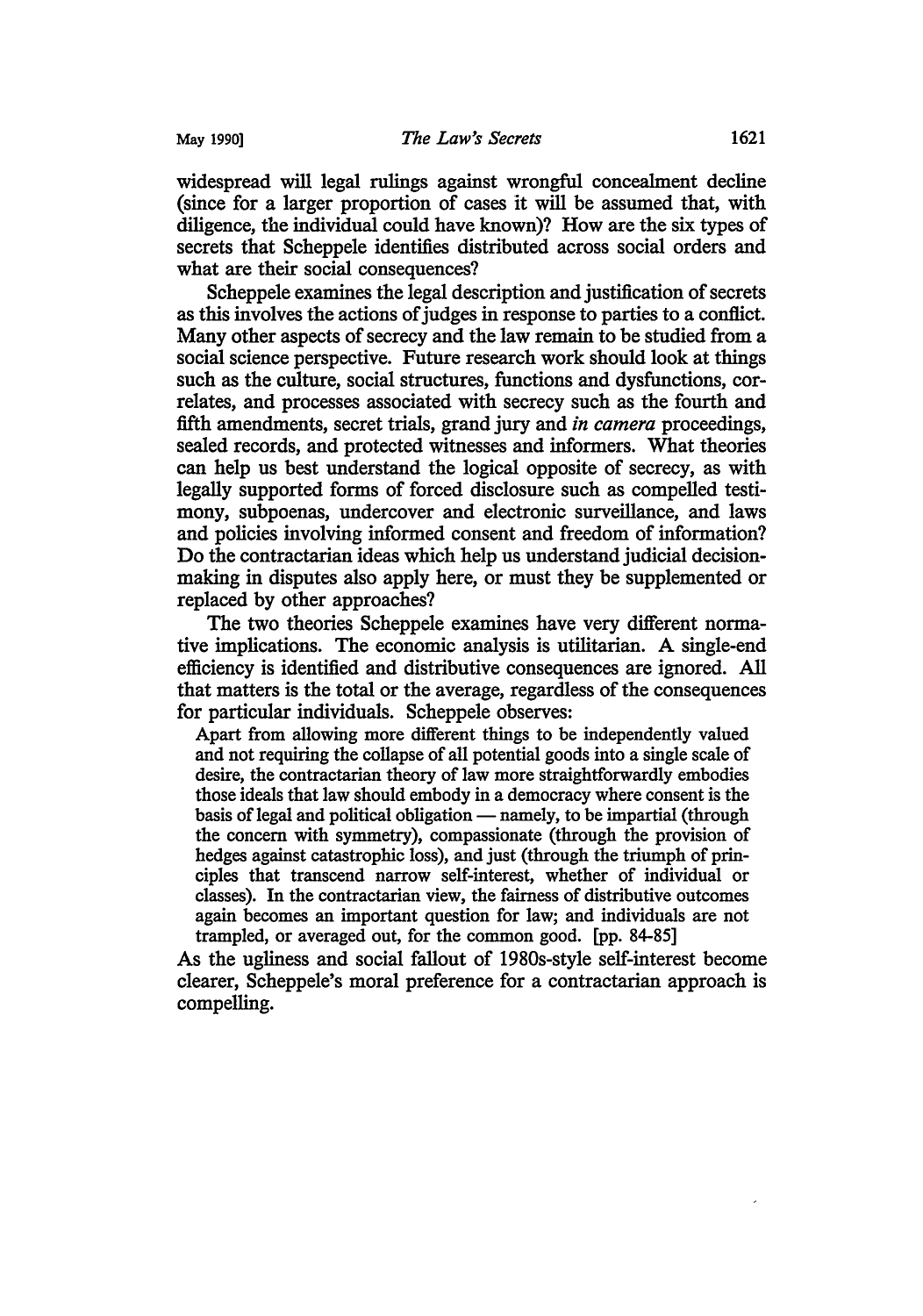widespread will legal rulings against wrongful concealment decline (since for a larger proportion of cases it will be assumed that, with diligence, the individual could have known)? How are the six types of secrets that Scheppele identifies distributed across social orders and what are their social consequences?

Scheppele examines the legal description and justification of secrets as this involves the actions of judges in response to parties to a conflict. Many other aspects of secrecy and the law remain to be studied from a social science perspective. Future research work should look at things such as the culture, social structures, functions and dysfunctions, correlates, and processes associated with secrecy such as the fourth and fifth amendments, secret trials, grand jury and *in camera* proceedings, sealed records, and protected witnesses and informers. What theories can help us best understand the logical opposite of secrecy, as with legally supported forms of forced disclosure such as compelled testimony, subpoenas, undercover and electronic surveillance, and laws and policies involving informed consent and freedom of information? Do the contractarian ideas which help us understand judicial decision-making in disputes also apply here, or must they be supplemented or replaced by other approaches?

The two theories Scheppele examines have very different normative implications. The economic analysis is utilitarian. A single-end efficiency is identified and distributive consequences are ignored. All that matters is the total or the average, regardless of the consequences for particular individuals. Scheppele observes:

> Apart from allowing more different things to be independently valued and not requiring the collapse of all potential goods into a single scale of desire, the contractarian theory of law more straightforwardly embodies those ideals that law should embody in a democracy where consent is the basis of legal and political obligation — namely, to be impartial (through the concern with symmetry), compassionate (through the provision of hedges against catastrophic loss), and just (through the triumph of principles that transcend narrow self-interest, whether of individual or classes). In the contractarian view, the fairness of distributive outcomes again becomes an important question for law; and individuals are not trampled, or averaged out, for the common good. [pp. 84-85]

As the ugliness and social fallout of 1980s-style self-interest become clearer, Scheppele's moral preference for a contractarian approach is compelling.